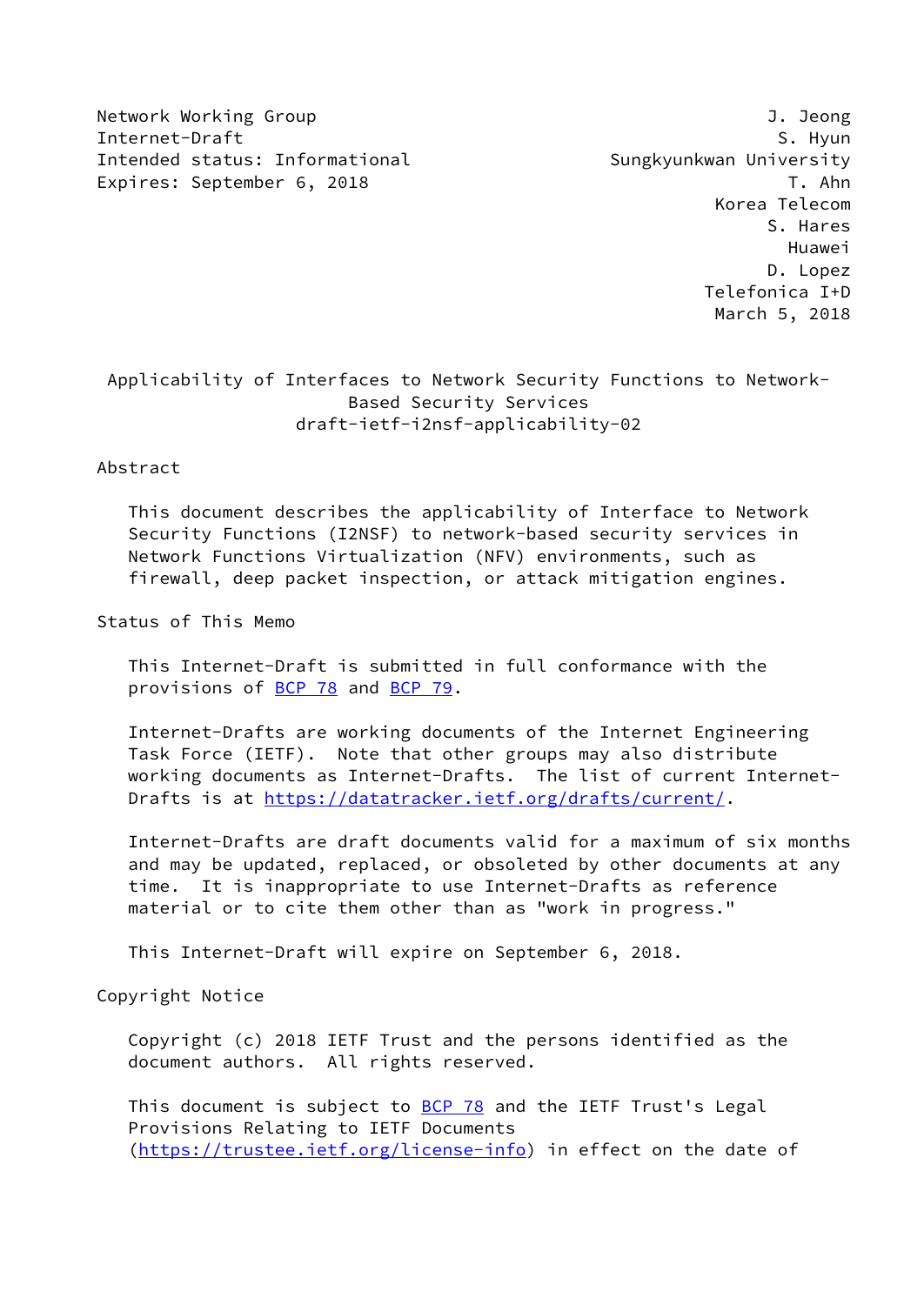Network Working Group J. Jeong
Internet-Draft S. Hyun
Intended status: Informational Sungkyunkwan University
Expires: September 6, 2018 T. Ahn
Korea Telecom
S. Hares
Huawei
D. Lopez
Telefonica I+D
March 5, 2018

# Applicability of Interfaces to Network Security Functions to Network-Based Security Services

draft-ietf-i2nsf-applicability-02

## Abstract

This document describes the applicability of Interface to Network Security Functions (I2NSF) to network-based security services in Network Functions Virtualization (NFV) environments, such as firewall, deep packet inspection, or attack mitigation engines.

## Status of This Memo

This Internet-Draft is submitted in full conformance with the provisions of BCP 78 and BCP 79.

Internet-Drafts are working documents of the Internet Engineering Task Force (IETF). Note that other groups may also distribute working documents as Internet-Drafts. The list of current Internet-Drafts is at https://datatracker.ietf.org/drafts/current/.

Internet-Drafts are draft documents valid for a maximum of six months and may be updated, replaced, or obsoleted by other documents at any time. It is inappropriate to use Internet-Drafts as reference material or to cite them other than as "work in progress."

This Internet-Draft will expire on September 6, 2018.

## Copyright Notice

Copyright (c) 2018 IETF Trust and the persons identified as the document authors. All rights reserved.

This document is subject to BCP 78 and the IETF Trust's Legal Provisions Relating to IETF Documents (https://trustee.ietf.org/license-info) in effect on the date of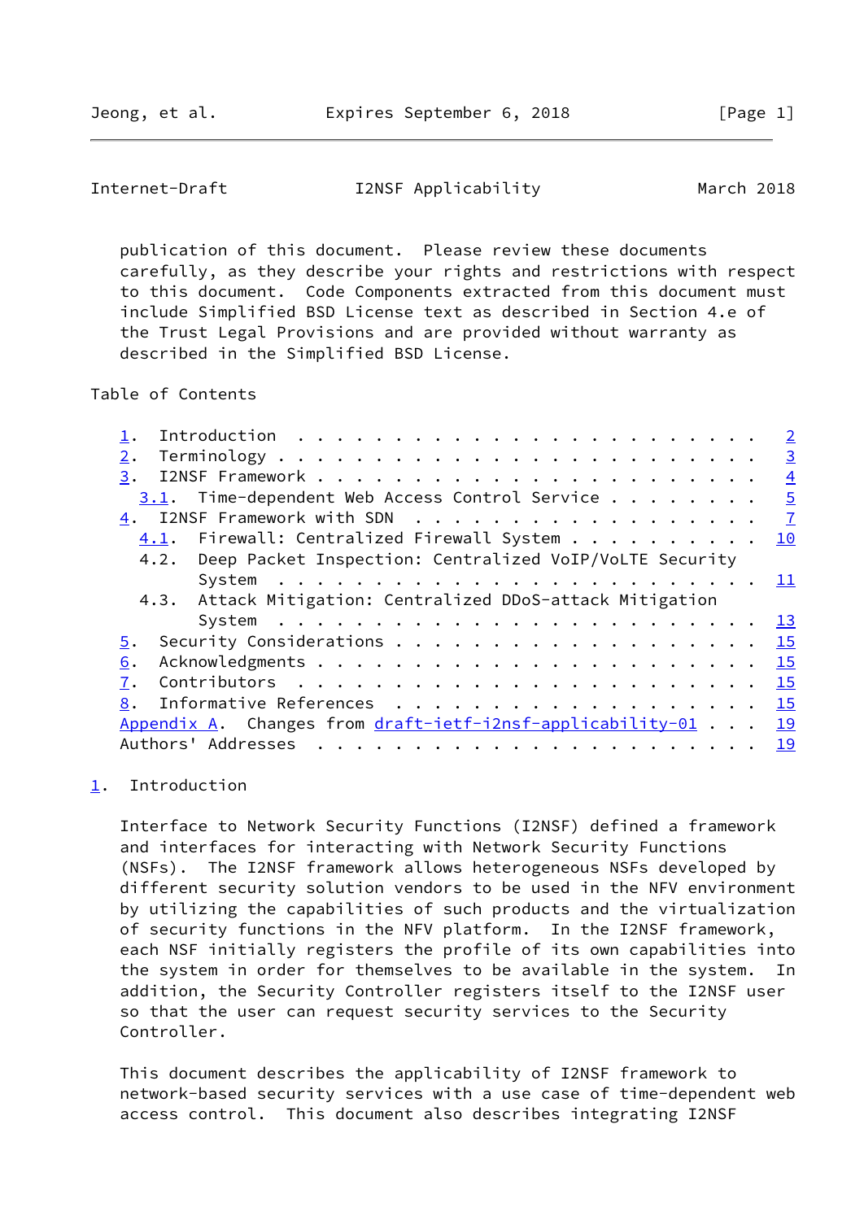publication of this document. Please review these documents carefully, as they describe your rights and restrictions with respect to this document. Code Components extracted from this document must include Simplified BSD License text as described in Section 4.e of the Trust Legal Provisions and are provided without warranty as described in the Simplified BSD License.

Table of Contents

```
   1.  Introduction . . . . . . . . . . . . . . . . . . . . . . . .   2
   2.  Terminology  . . . . . . . . . . . . . . . . . . . . . . . .   3
   3.  I2NSF Framework  . . . . . . . . . . . . . . . . . . . . . .   4
     3.1.  Time-dependent Web Access Control Service  . . . . . . .   5
   4.  I2NSF Framework with SDN . . . . . . . . . . . . . . . . . .   7
     4.1.  Firewall: Centralized Firewall System  . . . . . . . . .  10
     4.2.  Deep Packet Inspection: Centralized VoIP/VoLTE Security
           System . . . . . . . . . . . . . . . . . . . . . . . . .  11
     4.3.  Attack Mitigation: Centralized DDoS-attack Mitigation
           System . . . . . . . . . . . . . . . . . . . . . . . . .  13
   5.  Security Considerations  . . . . . . . . . . . . . . . . . .  15
   6.  Acknowledgments  . . . . . . . . . . . . . . . . . . . . . .  15
   7.  Contributors . . . . . . . . . . . . . . . . . . . . . . . .  15
   8.  Informative References . . . . . . . . . . . . . . . . . .  15
   Appendix A.  Changes from draft-ietf-i2nsf-applicability-01  . . .  19
   Authors' Addresses . . . . . . . . . . . . . . . . . . . . . . .  19
```

## 1. Introduction

Interface to Network Security Functions (I2NSF) defined a framework and interfaces for interacting with Network Security Functions (NSFs). The I2NSF framework allows heterogeneous NSFs developed by different security solution vendors to be used in the NFV environment by utilizing the capabilities of such products and the virtualization of security functions in the NFV platform. In the I2NSF framework, each NSF initially registers the profile of its own capabilities into the system in order for themselves to be available in the system. In addition, the Security Controller registers itself to the I2NSF user so that the user can request security services to the Security Controller.

This document describes the applicability of I2NSF framework to network-based security services with a use case of time-dependent web access control. This document also describes integrating I2NSF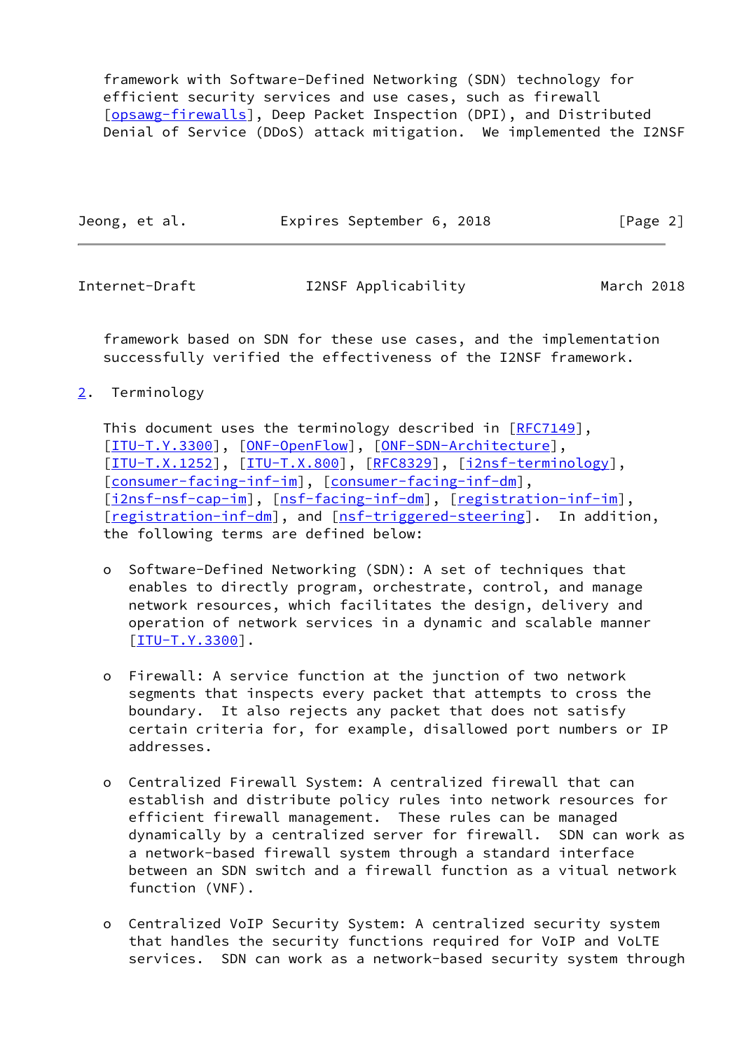framework with Software-Defined Networking (SDN) technology for efficient security services and use cases, such as firewall [opsawg-firewalls], Deep Packet Inspection (DPI), and Distributed Denial of Service (DDoS) attack mitigation. We implemented the I2NSF framework based on SDN for these use cases, and the implementation successfully verified the effectiveness of the I2NSF framework.

## 2. Terminology

This document uses the terminology described in [RFC7149], [ITU-T.Y.3300], [ONF-OpenFlow], [ONF-SDN-Architecture], [ITU-T.X.1252], [ITU-T.X.800], [RFC8329], [i2nsf-terminology], [consumer-facing-inf-im], [consumer-facing-inf-dm], [i2nsf-nsf-cap-im], [nsf-facing-inf-dm], [registration-inf-im], [registration-inf-dm], and [nsf-triggered-steering]. In addition, the following terms are defined below:

- Software-Defined Networking (SDN): A set of techniques that enables to directly program, orchestrate, control, and manage network resources, which facilitates the design, delivery and operation of network services in a dynamic and scalable manner [ITU-T.Y.3300].

- Firewall: A service function at the junction of two network segments that inspects every packet that attempts to cross the boundary. It also rejects any packet that does not satisfy certain criteria for, for example, disallowed port numbers or IP addresses.

- Centralized Firewall System: A centralized firewall that can establish and distribute policy rules into network resources for efficient firewall management. These rules can be managed dynamically by a centralized server for firewall. SDN can work as a network-based firewall system through a standard interface between an SDN switch and a firewall function as a vitual network function (VNF).

- Centralized VoIP Security System: A centralized security system that handles the security functions required for VoIP and VoLTE services. SDN can work as a network-based security system through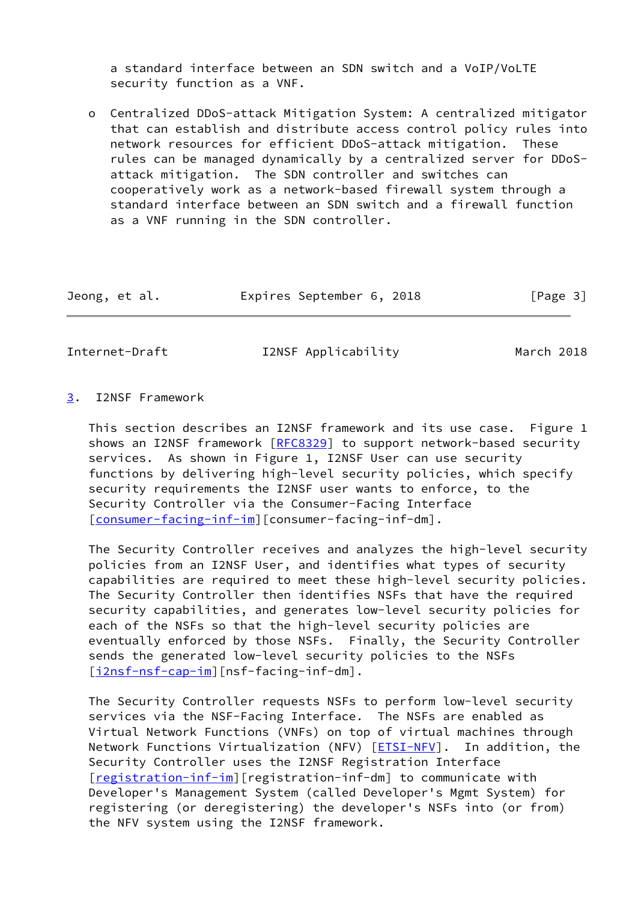a standard interface between an SDN switch and a VoIP/VoLTE security function as a VNF.

- Centralized DDoS-attack Mitigation System: A centralized mitigator that can establish and distribute access control policy rules into network resources for efficient DDoS-attack mitigation. These rules can be managed dynamically by a centralized server for DDoS-attack mitigation. The SDN controller and switches can cooperatively work as a network-based firewall system through a standard interface between an SDN switch and a firewall function as a VNF running in the SDN controller.

## 3. I2NSF Framework

This section describes an I2NSF framework and its use case. Figure 1 shows an I2NSF framework [RFC8329] to support network-based security services. As shown in Figure 1, I2NSF User can use security functions by delivering high-level security policies, which specify security requirements the I2NSF user wants to enforce, to the Security Controller via the Consumer-Facing Interface [consumer-facing-inf-im][consumer-facing-inf-dm].

The Security Controller receives and analyzes the high-level security policies from an I2NSF User, and identifies what types of security capabilities are required to meet these high-level security policies. The Security Controller then identifies NSFs that have the required security capabilities, and generates low-level security policies for each of the NSFs so that the high-level security policies are eventually enforced by those NSFs. Finally, the Security Controller sends the generated low-level security policies to the NSFs [i2nsf-nsf-cap-im][nsf-facing-inf-dm].

The Security Controller requests NSFs to perform low-level security services via the NSF-Facing Interface. The NSFs are enabled as Virtual Network Functions (VNFs) on top of virtual machines through Network Functions Virtualization (NFV) [ETSI-NFV]. In addition, the Security Controller uses the I2NSF Registration Interface [registration-inf-im][registration-inf-dm] to communicate with Developer's Management System (called Developer's Mgmt System) for registering (or deregistering) the developer's NSFs into (or from) the NFV system using the I2NSF framework.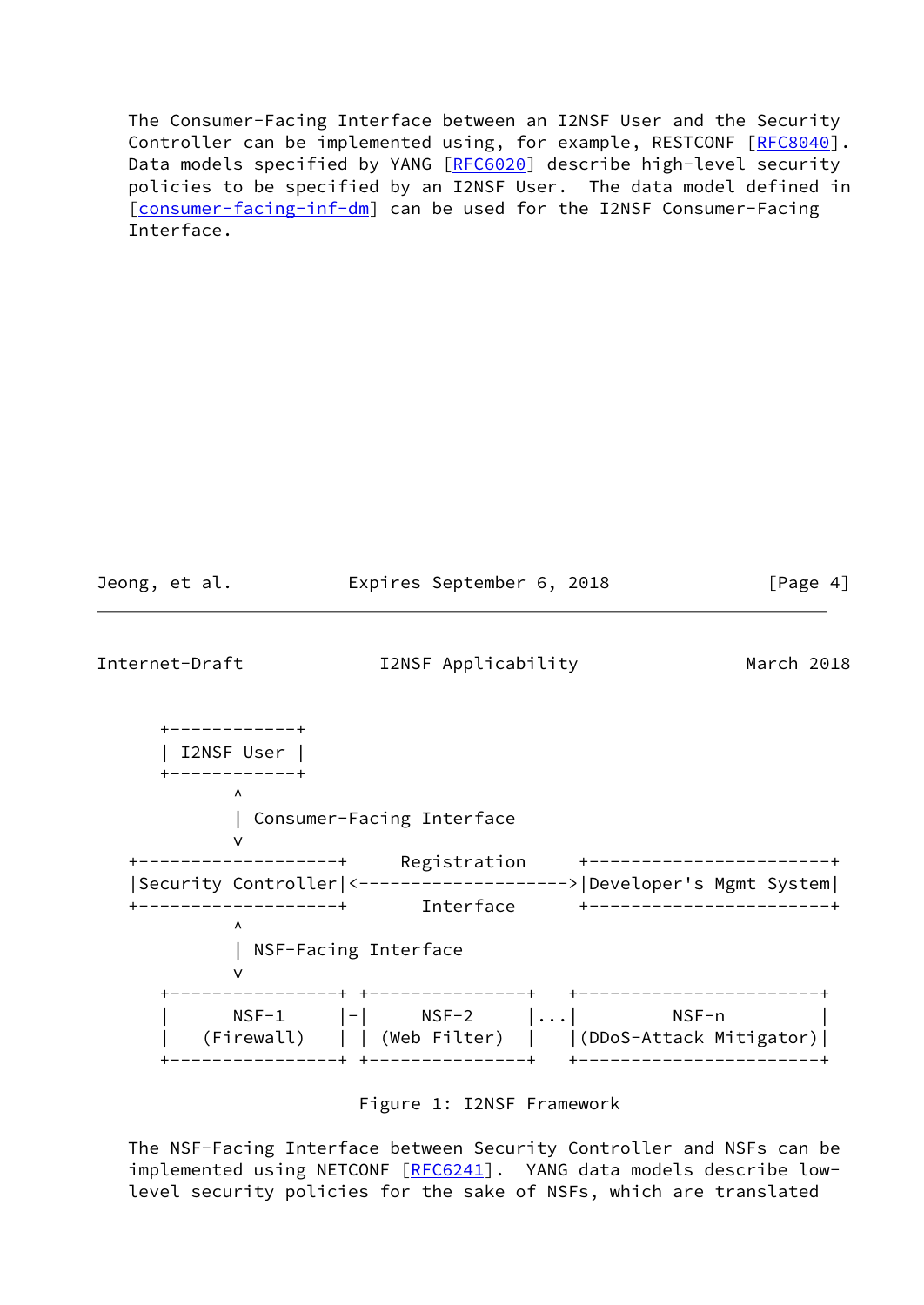The Consumer-Facing Interface between an I2NSF User and the Security Controller can be implemented using, for example, RESTCONF [RFC8040]. Data models specified by YANG [RFC6020] describe high-level security policies to be specified by an I2NSF User. The data model defined in [consumer-facing-inf-dm] can be used for the I2NSF Consumer-Facing Interface.

```
     +------------+
     | I2NSF User |
     +------------+
           ^
           | Consumer-Facing Interface
           v
  +-------------------+     Registration     +-----------------------+
  |Security Controller|<-------------------->|Developer's Mgmt System|
  +-------------------+       Interface      +-----------------------+
           ^
           | NSF-Facing Interface
           v
     +----------------+ +---------------+   +-----------------------+
     |      NSF-1     |-|     NSF-2     |...|         NSF-n         |
     |   (Firewall)   | | (Web Filter)  |   |(DDoS-Attack Mitigator)|
     +----------------+ +---------------+   +-----------------------+
```

Figure 1: I2NSF Framework

The NSF-Facing Interface between Security Controller and NSFs can be implemented using NETCONF [RFC6241]. YANG data models describe low-level security policies for the sake of NSFs, which are translated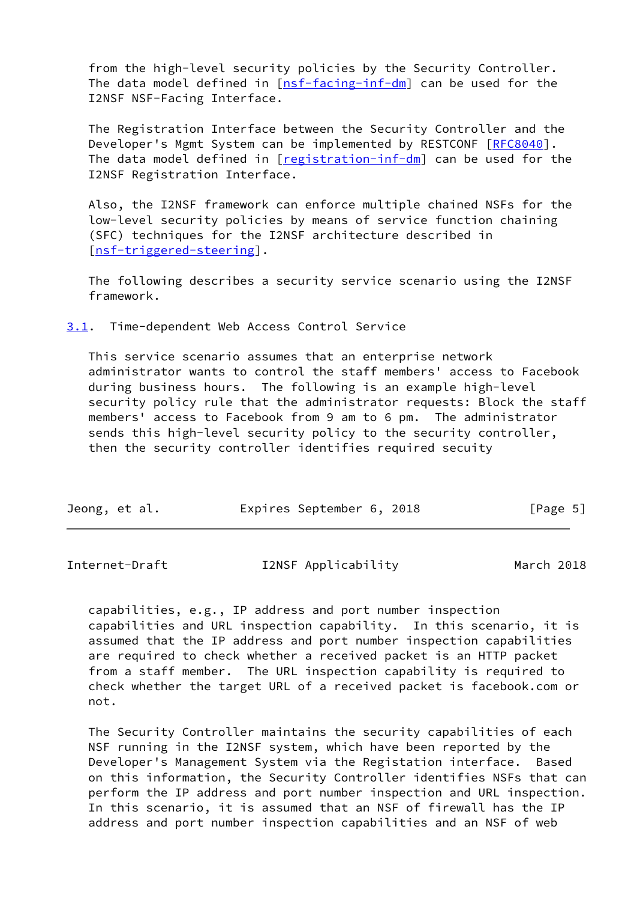from the high-level security policies by the Security Controller. The data model defined in [nsf-facing-inf-dm] can be used for the I2NSF NSF-Facing Interface.

The Registration Interface between the Security Controller and the Developer's Mgmt System can be implemented by RESTCONF [RFC8040]. The data model defined in [registration-inf-dm] can be used for the I2NSF Registration Interface.

Also, the I2NSF framework can enforce multiple chained NSFs for the low-level security policies by means of service function chaining (SFC) techniques for the I2NSF architecture described in [nsf-triggered-steering].

The following describes a security service scenario using the I2NSF framework.

## 3.1. Time-dependent Web Access Control Service

This service scenario assumes that an enterprise network administrator wants to control the staff members' access to Facebook during business hours. The following is an example high-level security policy rule that the administrator requests: Block the staff members' access to Facebook from 9 am to 6 pm. The administrator sends this high-level security policy to the security controller, then the security controller identifies required secuity capabilities, e.g., IP address and port number inspection capabilities and URL inspection capability. In this scenario, it is assumed that the IP address and port number inspection capabilities are required to check whether a received packet is an HTTP packet from a staff member. The URL inspection capability is required to check whether the target URL of a received packet is facebook.com or not.

The Security Controller maintains the security capabilities of each NSF running in the I2NSF system, which have been reported by the Developer's Management System via the Registation interface. Based on this information, the Security Controller identifies NSFs that can perform the IP address and port number inspection and URL inspection. In this scenario, it is assumed that an NSF of firewall has the IP address and port number inspection capabilities and an NSF of web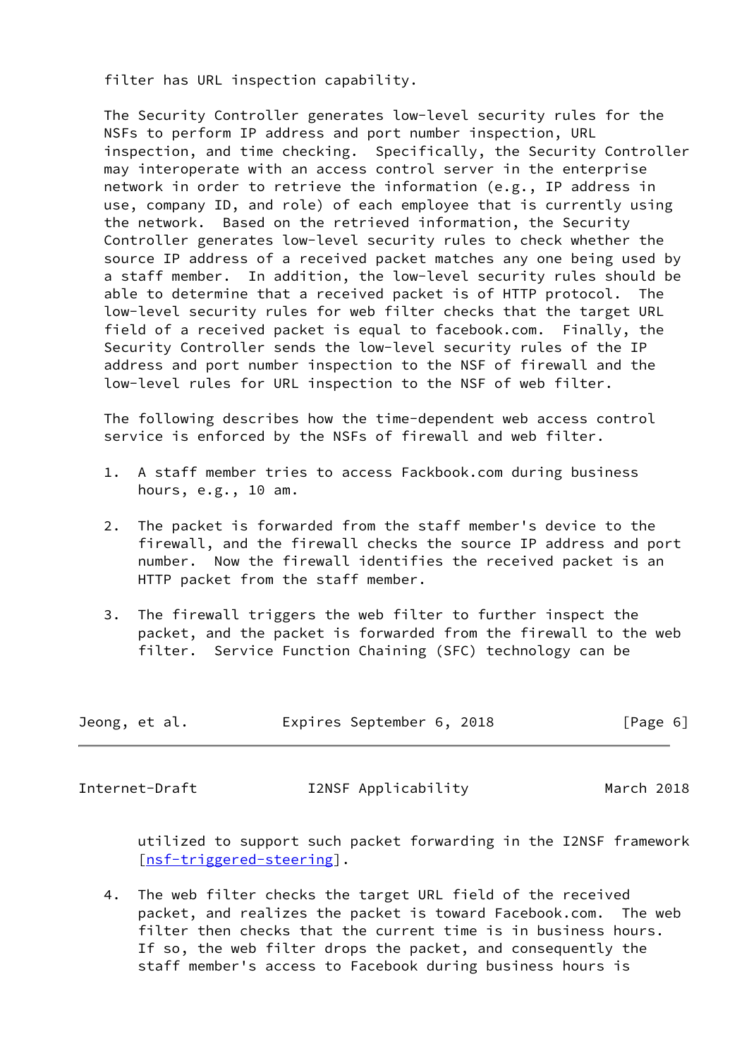filter has URL inspection capability.

The Security Controller generates low-level security rules for the NSFs to perform IP address and port number inspection, URL inspection, and time checking. Specifically, the Security Controller may interoperate with an access control server in the enterprise network in order to retrieve the information (e.g., IP address in use, company ID, and role) of each employee that is currently using the network. Based on the retrieved information, the Security Controller generates low-level security rules to check whether the source IP address of a received packet matches any one being used by a staff member. In addition, the low-level security rules should be able to determine that a received packet is of HTTP protocol. The low-level security rules for web filter checks that the target URL field of a received packet is equal to facebook.com. Finally, the Security Controller sends the low-level security rules of the IP address and port number inspection to the NSF of firewall and the low-level rules for URL inspection to the NSF of web filter.

The following describes how the time-dependent web access control service is enforced by the NSFs of firewall and web filter.

1. A staff member tries to access Fackbook.com during business hours, e.g., 10 am.

2. The packet is forwarded from the staff member's device to the firewall, and the firewall checks the source IP address and port number. Now the firewall identifies the received packet is an HTTP packet from the staff member.

3. The firewall triggers the web filter to further inspect the packet, and the packet is forwarded from the firewall to the web filter. Service Function Chaining (SFC) technology can be utilized to support such packet forwarding in the I2NSF framework [nsf-triggered-steering].

4. The web filter checks the target URL field of the received packet, and realizes the packet is toward Facebook.com. The web filter then checks that the current time is in business hours. If so, the web filter drops the packet, and consequently the staff member's access to Facebook during business hours is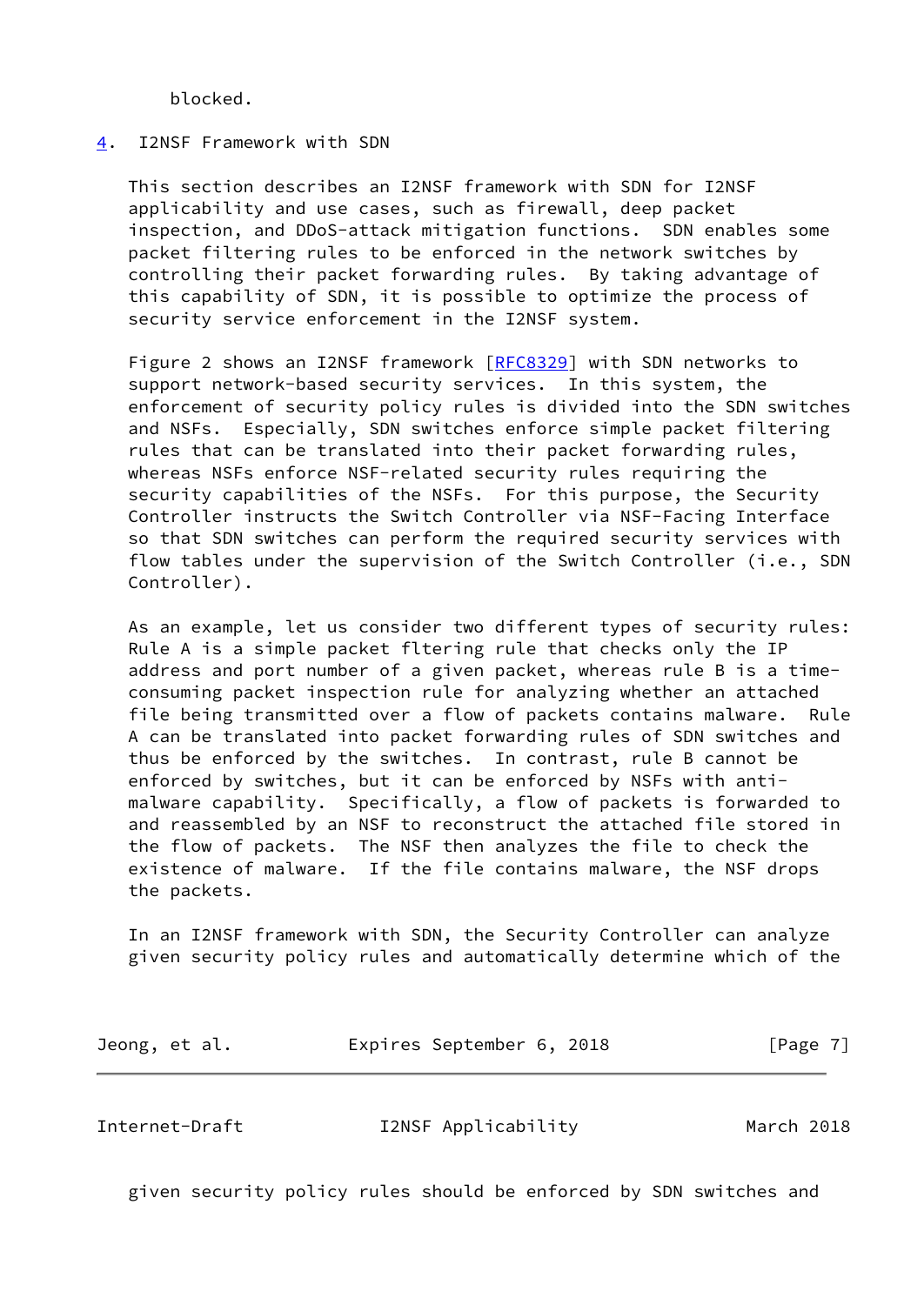blocked.

## 4. I2NSF Framework with SDN

This section describes an I2NSF framework with SDN for I2NSF applicability and use cases, such as firewall, deep packet inspection, and DDoS-attack mitigation functions. SDN enables some packet filtering rules to be enforced in the network switches by controlling their packet forwarding rules. By taking advantage of this capability of SDN, it is possible to optimize the process of security service enforcement in the I2NSF system.

Figure 2 shows an I2NSF framework [RFC8329] with SDN networks to support network-based security services. In this system, the enforcement of security policy rules is divided into the SDN switches and NSFs. Especially, SDN switches enforce simple packet filtering rules that can be translated into their packet forwarding rules, whereas NSFs enforce NSF-related security rules requiring the security capabilities of the NSFs. For this purpose, the Security Controller instructs the Switch Controller via NSF-Facing Interface so that SDN switches can perform the required security services with flow tables under the supervision of the Switch Controller (i.e., SDN Controller).

As an example, let us consider two different types of security rules: Rule A is a simple packet fltering rule that checks only the IP address and port number of a given packet, whereas rule B is a time-consuming packet inspection rule for analyzing whether an attached file being transmitted over a flow of packets contains malware. Rule A can be translated into packet forwarding rules of SDN switches and thus be enforced by the switches. In contrast, rule B cannot be enforced by switches, but it can be enforced by NSFs with anti-malware capability. Specifically, a flow of packets is forwarded to and reassembled by an NSF to reconstruct the attached file stored in the flow of packets. The NSF then analyzes the file to check the existence of malware. If the file contains malware, the NSF drops the packets.

In an I2NSF framework with SDN, the Security Controller can analyze given security policy rules and automatically determine which of the given security policy rules should be enforced by SDN switches and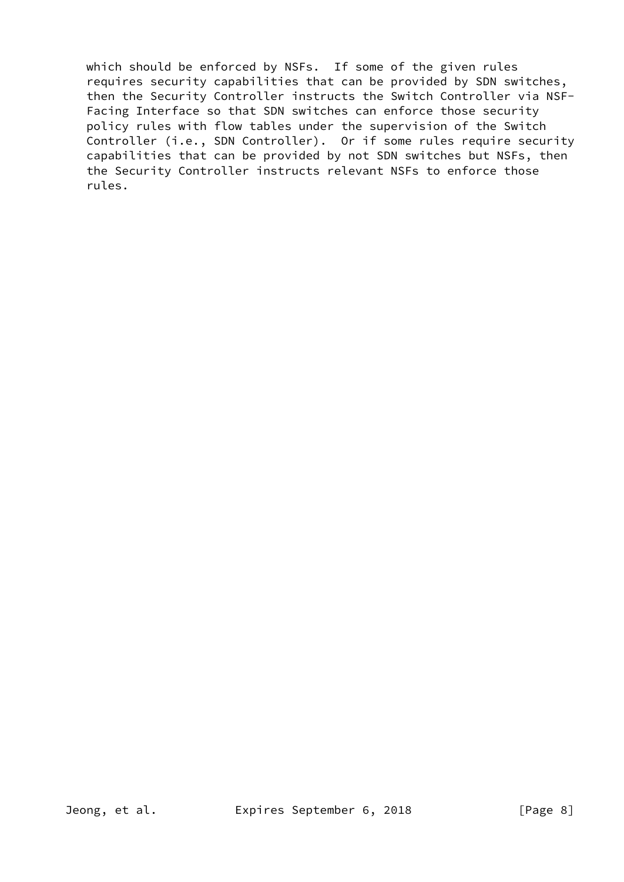which should be enforced by NSFs. If some of the given rules requires security capabilities that can be provided by SDN switches, then the Security Controller instructs the Switch Controller via NSF-Facing Interface so that SDN switches can enforce those security policy rules with flow tables under the supervision of the Switch Controller (i.e., SDN Controller). Or if some rules require security capabilities that can be provided by not SDN switches but NSFs, then the Security Controller instructs relevant NSFs to enforce those rules.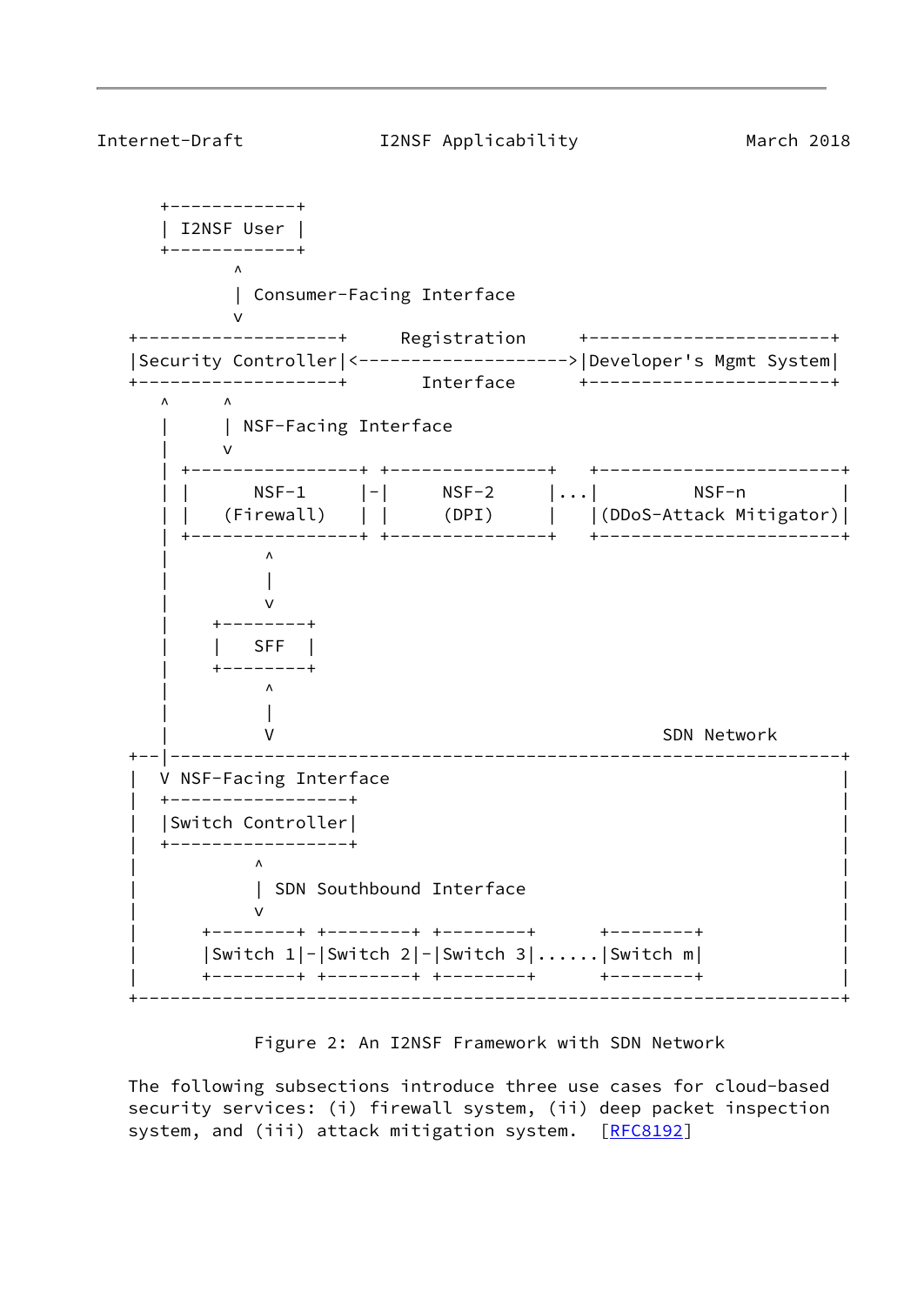```
       +------------+
       | I2NSF User |
       +------------+
              ^
              | Consumer-Facing Interface
              v
   +-------------------+     Registration     +-----------------------+
   |Security Controller|<-------------------->|Developer's Mgmt System|
   +-------------------+       Interface      +-----------------------+
      ^     ^
      |     | NSF-Facing Interface
      |     v
      | +----------------+ +---------------+   +-----------------------+
      | |     NSF-1      |-|     NSF-2     |...|         NSF-n         |
      | |   (Firewall)   | |     (DPI)     |   |(DDoS-Attack Mitigator)|
      | +----------------+ +---------------+   +-----------------------+
      |         ^
      |         |
      |         v
      |    +--------+
      |    |   SFF  |
      |    +--------+
      |         ^
      |         |
      |         V                                    SFF Network
   +--|----------------------------------------------------------------+
   |  V NSF-Facing Interface                                           |
   |  +-----------------+                                              |
   |  |Switch Controller|                                              |
   |  +-----------------+                                              |
   |          ^                                                        |
   |          | SDN Southbound Interface                               |
   |          v                                                        |
   |      +--------+ +---------+ +---------+      +---------+          |
   |      |Switch 1|-|Switch 2|-|Switch 3|......|Switch m|             |
   |      +--------+ +---------+ +---------+      +---------+          |
   +-------------------------------------------------------------------+
```

Figure 2: An I2NSF Framework with SDN Network

The following subsections introduce three use cases for cloud-based security services: (i) firewall system, (ii) deep packet inspection system, and (iii) attack mitigation system. [RFC8192]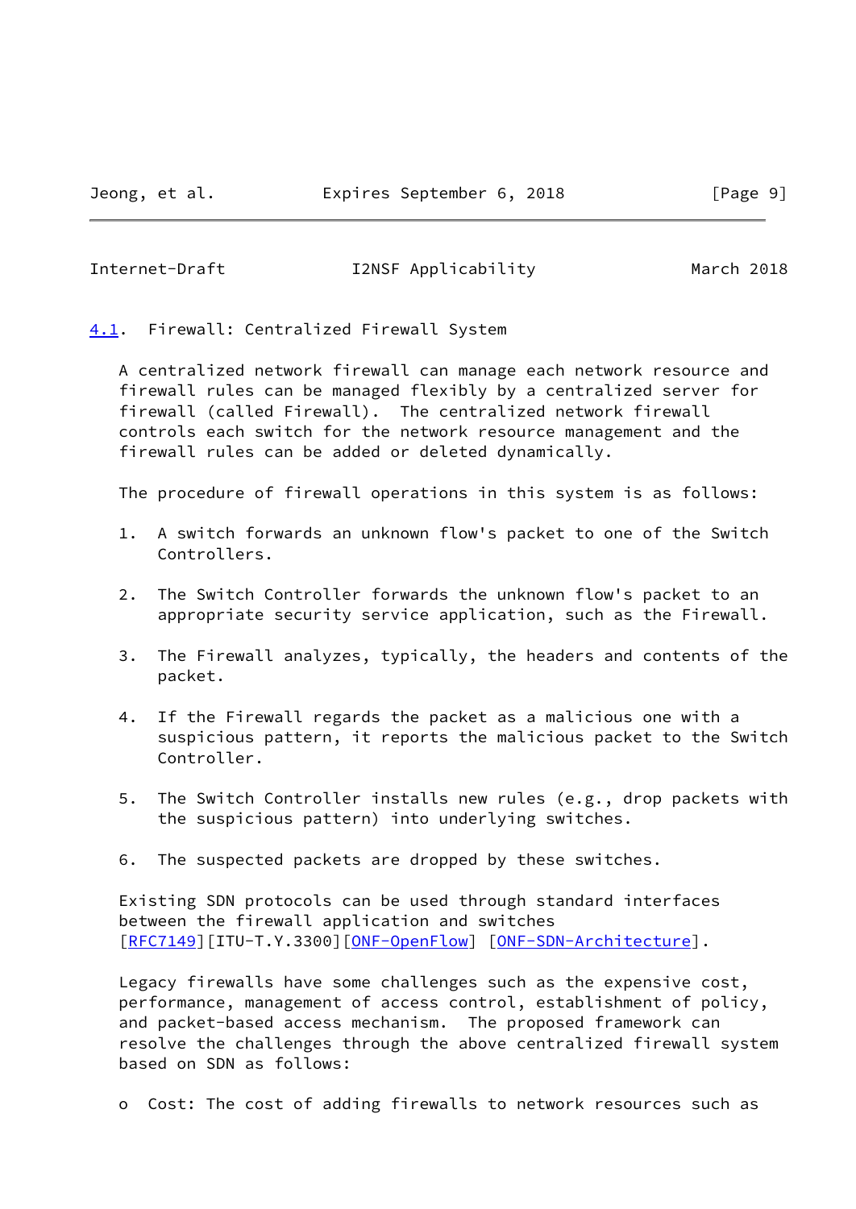### 4.1. Firewall: Centralized Firewall System

A centralized network firewall can manage each network resource and firewall rules can be managed flexibly by a centralized server for firewall (called Firewall). The centralized network firewall controls each switch for the network resource management and the firewall rules can be added or deleted dynamically.

The procedure of firewall operations in this system is as follows:

1. A switch forwards an unknown flow's packet to one of the Switch Controllers.

2. The Switch Controller forwards the unknown flow's packet to an appropriate security service application, such as the Firewall.

3. The Firewall analyzes, typically, the headers and contents of the packet.

4. If the Firewall regards the packet as a malicious one with a suspicious pattern, it reports the malicious packet to the Switch Controller.

5. The Switch Controller installs new rules (e.g., drop packets with the suspicious pattern) into underlying switches.

6. The suspected packets are dropped by these switches.

Existing SDN protocols can be used through standard interfaces between the firewall application and switches [RFC7149][ITU-T.Y.3300][ONF-OpenFlow] [ONF-SDN-Architecture].

Legacy firewalls have some challenges such as the expensive cost, performance, management of access control, establishment of policy, and packet-based access mechanism. The proposed framework can resolve the challenges through the above centralized firewall system based on SDN as follows:

- Cost: The cost of adding firewalls to network resources such as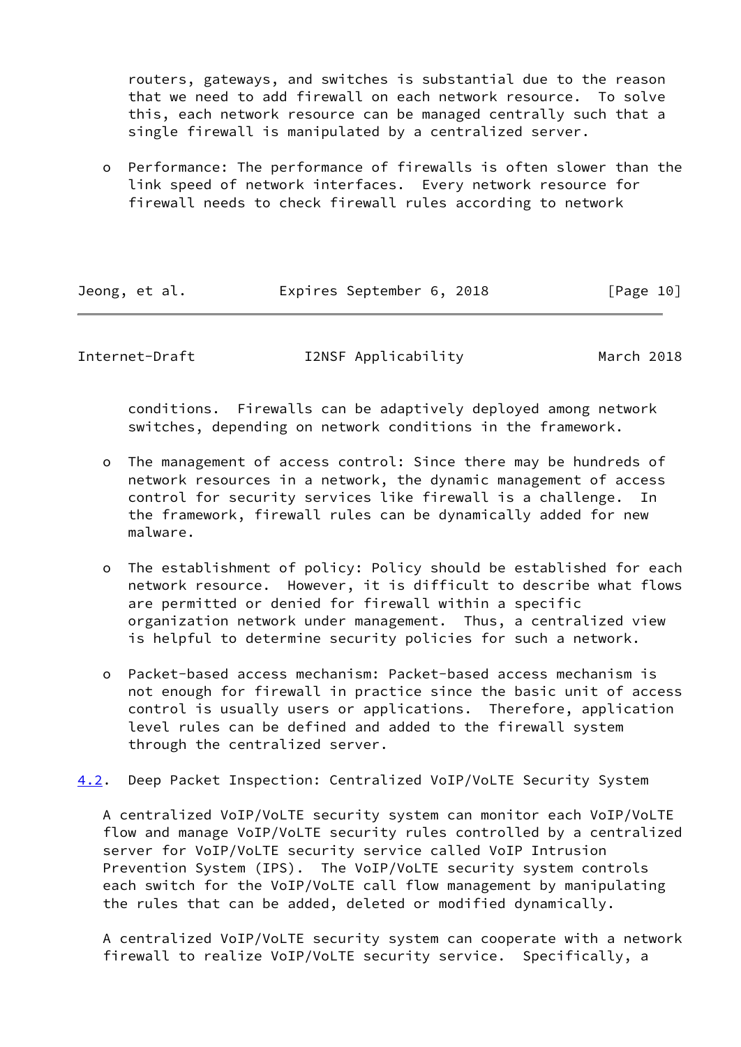routers, gateways, and switches is substantial due to the reason that we need to add firewall on each network resource. To solve this, each network resource can be managed centrally such that a single firewall is manipulated by a centralized server.

- Performance: The performance of firewalls is often slower than the link speed of network interfaces. Every network resource for firewall needs to check firewall rules according to network conditions. Firewalls can be adaptively deployed among network switches, depending on network conditions in the framework.

- The management of access control: Since there may be hundreds of network resources in a network, the dynamic management of access control for security services like firewall is a challenge. In the framework, firewall rules can be dynamically added for new malware.

- The establishment of policy: Policy should be established for each network resource. However, it is difficult to describe what flows are permitted or denied for firewall within a specific organization network under management. Thus, a centralized view is helpful to determine security policies for such a network.

- Packet-based access mechanism: Packet-based access mechanism is not enough for firewall in practice since the basic unit of access control is usually users or applications. Therefore, application level rules can be defined and added to the firewall system through the centralized server.

### 4.2. Deep Packet Inspection: Centralized VoIP/VoLTE Security System

A centralized VoIP/VoLTE security system can monitor each VoIP/VoLTE flow and manage VoIP/VoLTE security rules controlled by a centralized server for VoIP/VoLTE security service called VoIP Intrusion Prevention System (IPS). The VoIP/VoLTE security system controls each switch for the VoIP/VoLTE call flow management by manipulating the rules that can be added, deleted or modified dynamically.

A centralized VoIP/VoLTE security system can cooperate with a network firewall to realize VoIP/VoLTE security service. Specifically, a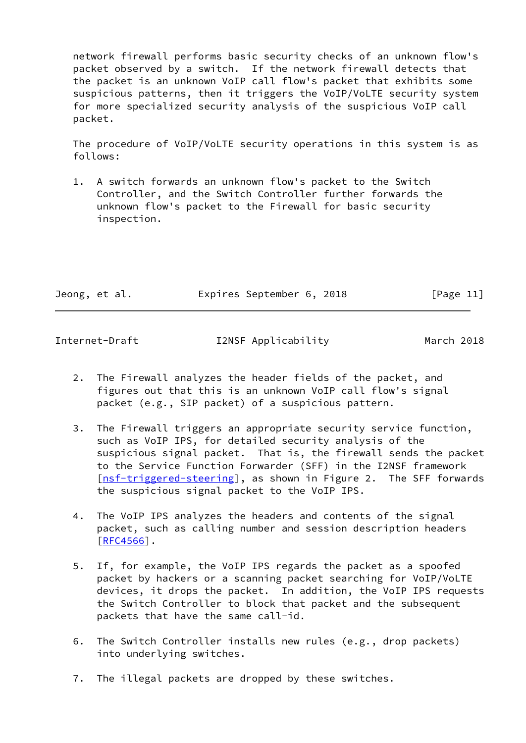network firewall performs basic security checks of an unknown flow's packet observed by a switch. If the network firewall detects that the packet is an unknown VoIP call flow's packet that exhibits some suspicious patterns, then it triggers the VoIP/VoLTE security system for more specialized security analysis of the suspicious VoIP call packet.

The procedure of VoIP/VoLTE security operations in this system is as follows:

1. A switch forwards an unknown flow's packet to the Switch Controller, and the Switch Controller further forwards the unknown flow's packet to the Firewall for basic security inspection.

2. The Firewall analyzes the header fields of the packet, and figures out that this is an unknown VoIP call flow's signal packet (e.g., SIP packet) of a suspicious pattern.

3. The Firewall triggers an appropriate security service function, such as VoIP IPS, for detailed security analysis of the suspicious signal packet. That is, the firewall sends the packet to the Service Function Forwarder (SFF) in the I2NSF framework [nsf-triggered-steering], as shown in Figure 2. The SFF forwards the suspicious signal packet to the VoIP IPS.

4. The VoIP IPS analyzes the headers and contents of the signal packet, such as calling number and session description headers [RFC4566].

5. If, for example, the VoIP IPS regards the packet as a spoofed packet by hackers or a scanning packet searching for VoIP/VoLTE devices, it drops the packet. In addition, the VoIP IPS requests the Switch Controller to block that packet and the subsequent packets that have the same call-id.

6. The Switch Controller installs new rules (e.g., drop packets) into underlying switches.

7. The illegal packets are dropped by these switches.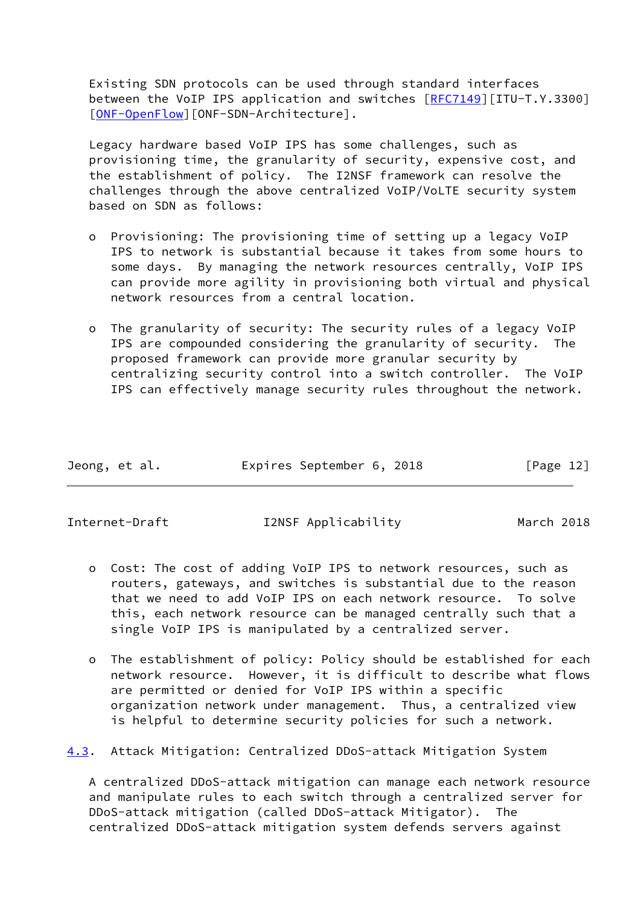Existing SDN protocols can be used through standard interfaces between the VoIP IPS application and switches [RFC7149][ITU-T.Y.3300] [ONF-OpenFlow][ONF-SDN-Architecture].

Legacy hardware based VoIP IPS has some challenges, such as provisioning time, the granularity of security, expensive cost, and the establishment of policy. The I2NSF framework can resolve the challenges through the above centralized VoIP/VoLTE security system based on SDN as follows:

- Provisioning: The provisioning time of setting up a legacy VoIP IPS to network is substantial because it takes from some hours to some days. By managing the network resources centrally, VoIP IPS can provide more agility in provisioning both virtual and physical network resources from a central location.

- The granularity of security: The security rules of a legacy VoIP IPS are compounded considering the granularity of security. The proposed framework can provide more granular security by centralizing security control into a switch controller. The VoIP IPS can effectively manage security rules throughout the network.

- Cost: The cost of adding VoIP IPS to network resources, such as routers, gateways, and switches is substantial due to the reason that we need to add VoIP IPS on each network resource. To solve this, each network resource can be managed centrally such that a single VoIP IPS is manipulated by a centralized server.

- The establishment of policy: Policy should be established for each network resource. However, it is difficult to describe what flows are permitted or denied for VoIP IPS within a specific organization network under management. Thus, a centralized view is helpful to determine security policies for such a network.

## 4.3. Attack Mitigation: Centralized DDoS-attack Mitigation System

A centralized DDoS-attack mitigation can manage each network resource and manipulate rules to each switch through a centralized server for DDoS-attack mitigation (called DDoS-attack Mitigator). The centralized DDoS-attack mitigation system defends servers against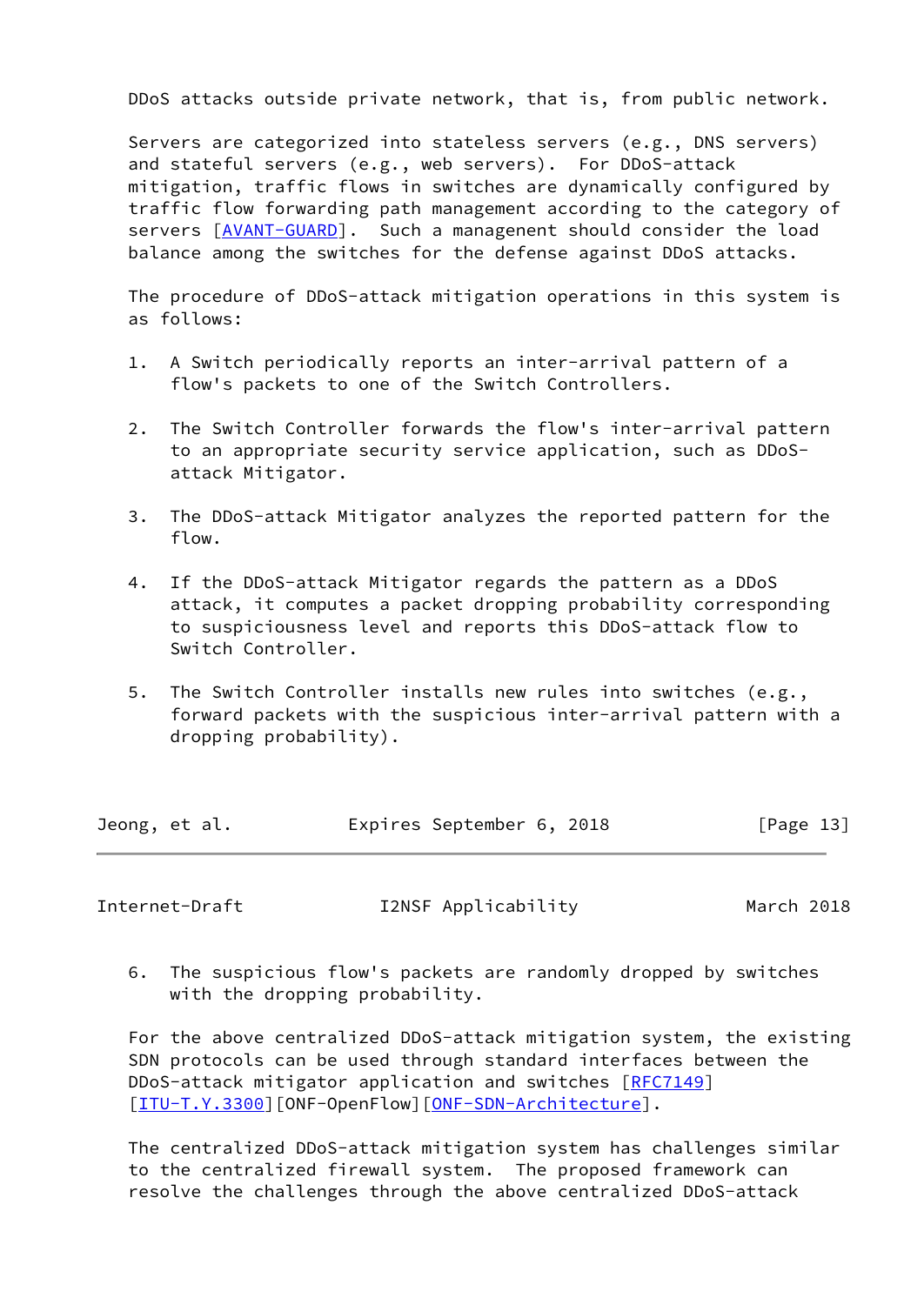DDoS attacks outside private network, that is, from public network.

Servers are categorized into stateless servers (e.g., DNS servers) and stateful servers (e.g., web servers). For DDoS-attack mitigation, traffic flows in switches are dynamically configured by traffic flow forwarding path management according to the category of servers [AVANT-GUARD]. Such a management should consider the load balance among the switches for the defense against DDoS attacks.

The procedure of DDoS-attack mitigation operations in this system is as follows:

1. A Switch periodically reports an inter-arrival pattern of a flow's packets to one of the Switch Controllers.

2. The Switch Controller forwards the flow's inter-arrival pattern to an appropriate security service application, such as DDoS-attack Mitigator.

3. The DDoS-attack Mitigator analyzes the reported pattern for the flow.

4. If the DDoS-attack Mitigator regards the pattern as a DDoS attack, it computes a packet dropping probability corresponding to suspiciousness level and reports this DDoS-attack flow to Switch Controller.

5. The Switch Controller installs new rules into switches (e.g., forward packets with the suspicious inter-arrival pattern with a dropping probability).

6. The suspicious flow's packets are randomly dropped by switches with the dropping probability.

For the above centralized DDoS-attack mitigation system, the existing SDN protocols can be used through standard interfaces between the DDoS-attack mitigator application and switches [RFC7149] [ITU-T.Y.3300][ONF-OpenFlow][ONF-SDN-Architecture].

The centralized DDoS-attack mitigation system has challenges similar to the centralized firewall system. The proposed framework can resolve the challenges through the above centralized DDoS-attack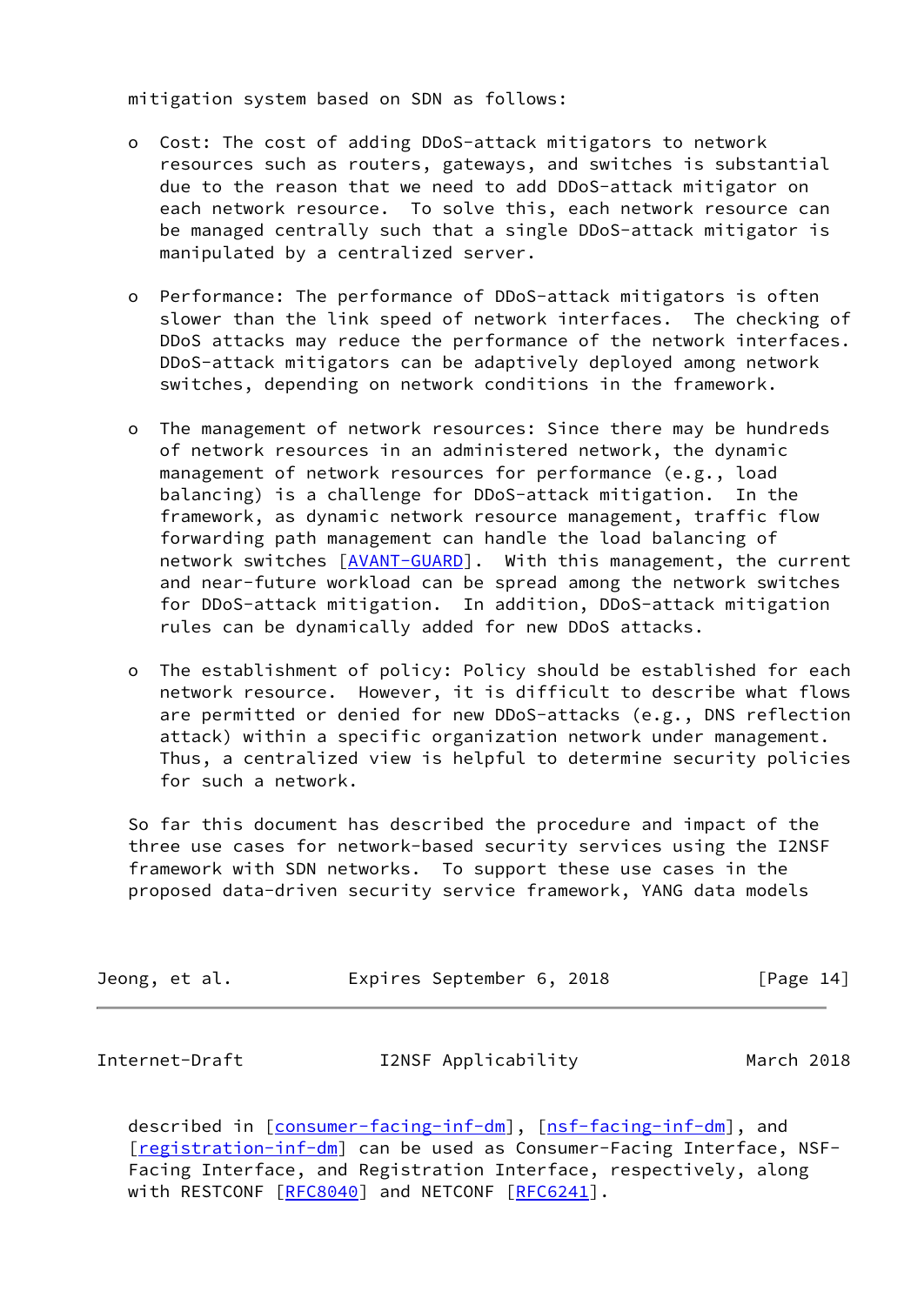mitigation system based on SDN as follows:

- Cost: The cost of adding DDoS-attack mitigators to network resources such as routers, gateways, and switches is substantial due to the reason that we need to add DDoS-attack mitigator on each network resource. To solve this, each network resource can be managed centrally such that a single DDoS-attack mitigator is manipulated by a centralized server.

- Performance: The performance of DDoS-attack mitigators is often slower than the link speed of network interfaces. The checking of DDoS attacks may reduce the performance of the network interfaces. DDoS-attack mitigators can be adaptively deployed among network switches, depending on network conditions in the framework.

- The management of network resources: Since there may be hundreds of network resources in an administered network, the dynamic management of network resources for performance (e.g., load balancing) is a challenge for DDoS-attack mitigation. In the framework, as dynamic network resource management, traffic flow forwarding path management can handle the load balancing of network switches [AVANT-GUARD]. With this management, the current and near-future workload can be spread among the network switches for DDoS-attack mitigation. In addition, DDoS-attack mitigation rules can be dynamically added for new DDoS attacks.

- The establishment of policy: Policy should be established for each network resource. However, it is difficult to describe what flows are permitted or denied for new DDoS-attacks (e.g., DNS reflection attack) within a specific organization network under management. Thus, a centralized view is helpful to determine security policies for such a network.

So far this document has described the procedure and impact of the three use cases for network-based security services using the I2NSF framework with SDN networks. To support these use cases in the proposed data-driven security service framework, YANG data models described in [consumer-facing-inf-dm], [nsf-facing-inf-dm], and [registration-inf-dm] can be used as Consumer-Facing Interface, NSF-Facing Interface, and Registration Interface, respectively, along with RESTCONF [RFC8040] and NETCONF [RFC6241].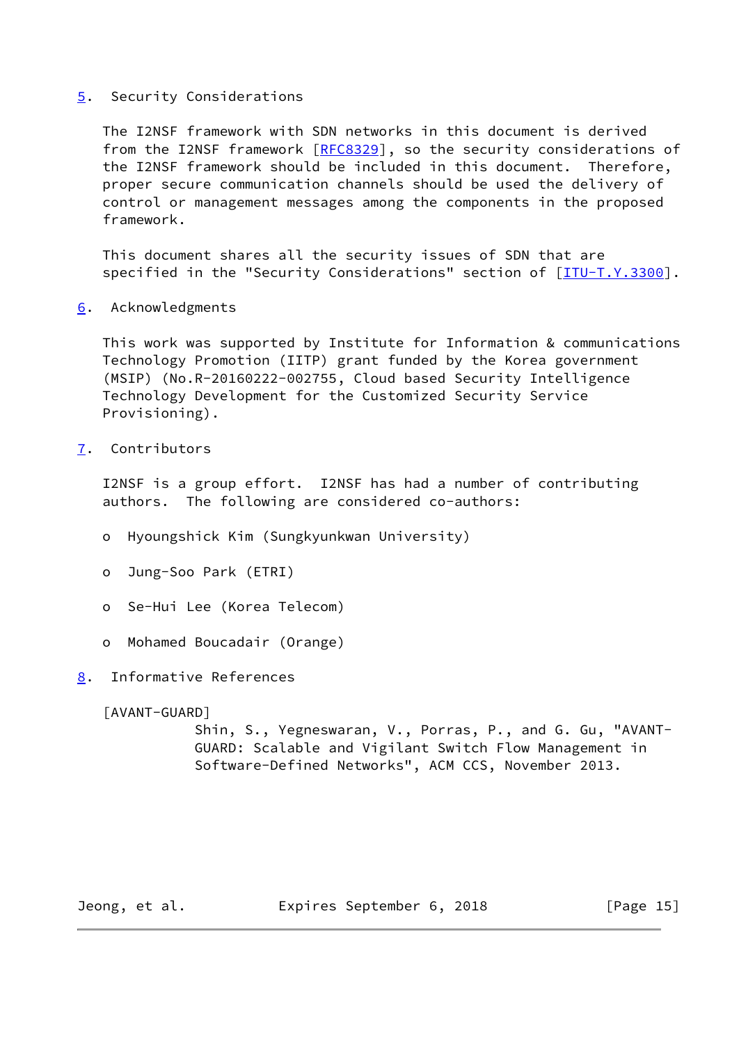## 5. Security Considerations

The I2NSF framework with SDN networks in this document is derived from the I2NSF framework [RFC8329], so the security considerations of the I2NSF framework should be included in this document. Therefore, proper secure communication channels should be used the delivery of control or management messages among the components in the proposed framework.

This document shares all the security issues of SDN that are specified in the "Security Considerations" section of [ITU-T.Y.3300].

## 6. Acknowledgments

This work was supported by Institute for Information & communications Technology Promotion (IITP) grant funded by the Korea government (MSIP) (No.R-20160222-002755, Cloud based Security Intelligence Technology Development for the Customized Security Service Provisioning).

## 7. Contributors

I2NSF is a group effort. I2NSF has had a number of contributing authors. The following are considered co-authors:

- Hyoungshick Kim (Sungkyunkwan University)
- Jung-Soo Park (ETRI)
- Se-Hui Lee (Korea Telecom)
- Mohamed Boucadair (Orange)

## 8. Informative References

[AVANT-GUARD]
Shin, S., Yegneswaran, V., Porras, P., and G. Gu, "AVANT-GUARD: Scalable and Vigilant Switch Flow Management in Software-Defined Networks", ACM CCS, November 2013.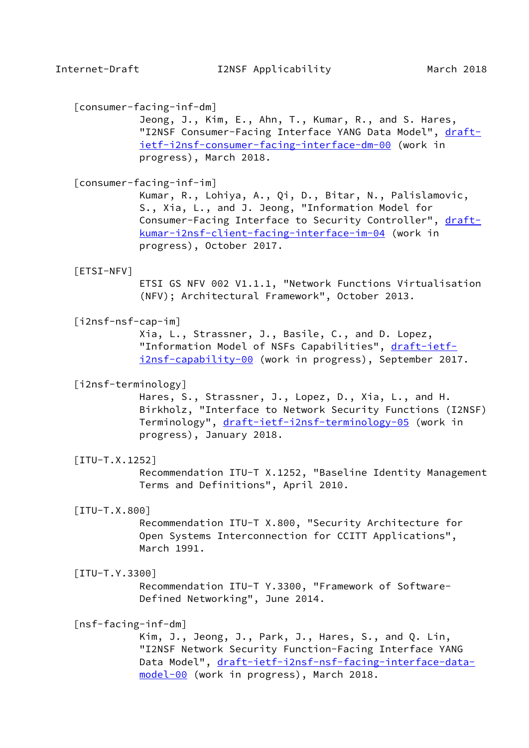[consumer-facing-inf-dm]
Jeong, J., Kim, E., Ahn, T., Kumar, R., and S. Hares, "I2NSF Consumer-Facing Interface YANG Data Model", draft-ietf-i2nsf-consumer-facing-interface-dm-00 (work in progress), March 2018.

[consumer-facing-inf-im]
Kumar, R., Lohiya, A., Qi, D., Bitar, N., Palislamovic, S., Xia, L., and J. Jeong, "Information Model for Consumer-Facing Interface to Security Controller", draft-kumar-i2nsf-client-facing-interface-im-04 (work in progress), October 2017.

[ETSI-NFV]
ETSI GS NFV 002 V1.1.1, "Network Functions Virtualisation (NFV); Architectural Framework", October 2013.

[i2nsf-nsf-cap-im]
Xia, L., Strassner, J., Basile, C., and D. Lopez, "Information Model of NSFs Capabilities", draft-ietf-i2nsf-capability-00 (work in progress), September 2017.

[i2nsf-terminology]
Hares, S., Strassner, J., Lopez, D., Xia, L., and H. Birkholz, "Interface to Network Security Functions (I2NSF) Terminology", draft-ietf-i2nsf-terminology-05 (work in progress), January 2018.

[ITU-T.X.1252]
Recommendation ITU-T X.1252, "Baseline Identity Management Terms and Definitions", April 2010.

[ITU-T.X.800]
Recommendation ITU-T X.800, "Security Architecture for Open Systems Interconnection for CCITT Applications", March 1991.

[ITU-T.Y.3300]
Recommendation ITU-T Y.3300, "Framework of Software-Defined Networking", June 2014.

[nsf-facing-inf-dm]
Kim, J., Jeong, J., Park, J., Hares, S., and Q. Lin, "I2NSF Network Security Function-Facing Interface YANG Data Model", draft-ietf-i2nsf-nsf-facing-interface-data-model-00 (work in progress), March 2018.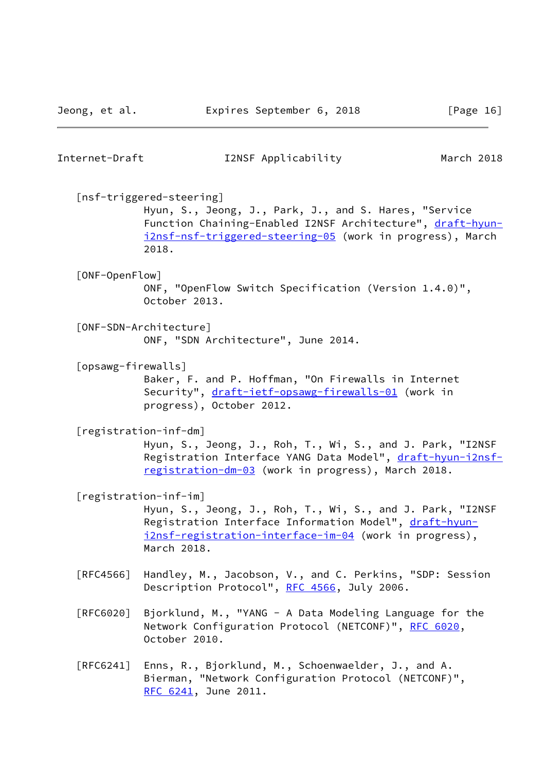[nsf-triggered-steering]
Hyun, S., Jeong, J., Park, J., and S. Hares, "Service Function Chaining-Enabled I2NSF Architecture", draft-hyun-i2nsf-nsf-triggered-steering-05 (work in progress), March 2018.

[ONF-OpenFlow]
ONF, "OpenFlow Switch Specification (Version 1.4.0)", October 2013.

[ONF-SDN-Architecture]
ONF, "SDN Architecture", June 2014.

[opsawg-firewalls]
Baker, F. and P. Hoffman, "On Firewalls in Internet Security", draft-ietf-opsawg-firewalls-01 (work in progress), October 2012.

[registration-inf-dm]
Hyun, S., Jeong, J., Roh, T., Wi, S., and J. Park, "I2NSF Registration Interface YANG Data Model", draft-hyun-i2nsf-registration-dm-03 (work in progress), March 2018.

[registration-inf-im]
Hyun, S., Jeong, J., Roh, T., Wi, S., and J. Park, "I2NSF Registration Interface Information Model", draft-hyun-i2nsf-registration-interface-im-04 (work in progress), March 2018.

[RFC4566] Handley, M., Jacobson, V., and C. Perkins, "SDP: Session Description Protocol", RFC 4566, July 2006.

[RFC6020] Bjorklund, M., "YANG - A Data Modeling Language for the Network Configuration Protocol (NETCONF)", RFC 6020, October 2010.

[RFC6241] Enns, R., Bjorklund, M., Schoenwaelder, J., and A. Bierman, "Network Configuration Protocol (NETCONF)", RFC 6241, June 2011.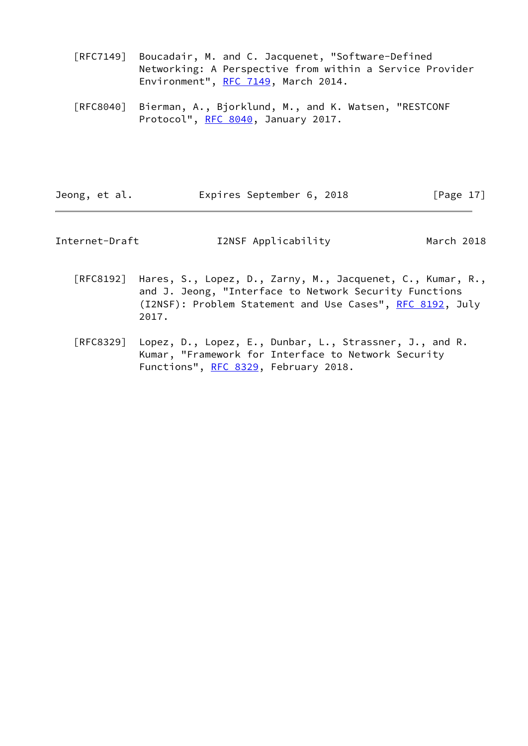[RFC7149] Boucadair, M. and C. Jacquenet, "Software-Defined Networking: A Perspective from within a Service Provider Environment", RFC 7149, March 2014.

[RFC8040] Bierman, A., Bjorklund, M., and K. Watsen, "RESTCONF Protocol", RFC 8040, January 2017.

[RFC8192] Hares, S., Lopez, D., Zarny, M., Jacquenet, C., Kumar, R., and J. Jeong, "Interface to Network Security Functions (I2NSF): Problem Statement and Use Cases", RFC 8192, July 2017.

[RFC8329] Lopez, D., Lopez, E., Dunbar, L., Strassner, J., and R. Kumar, "Framework for Interface to Network Security Functions", RFC 8329, February 2018.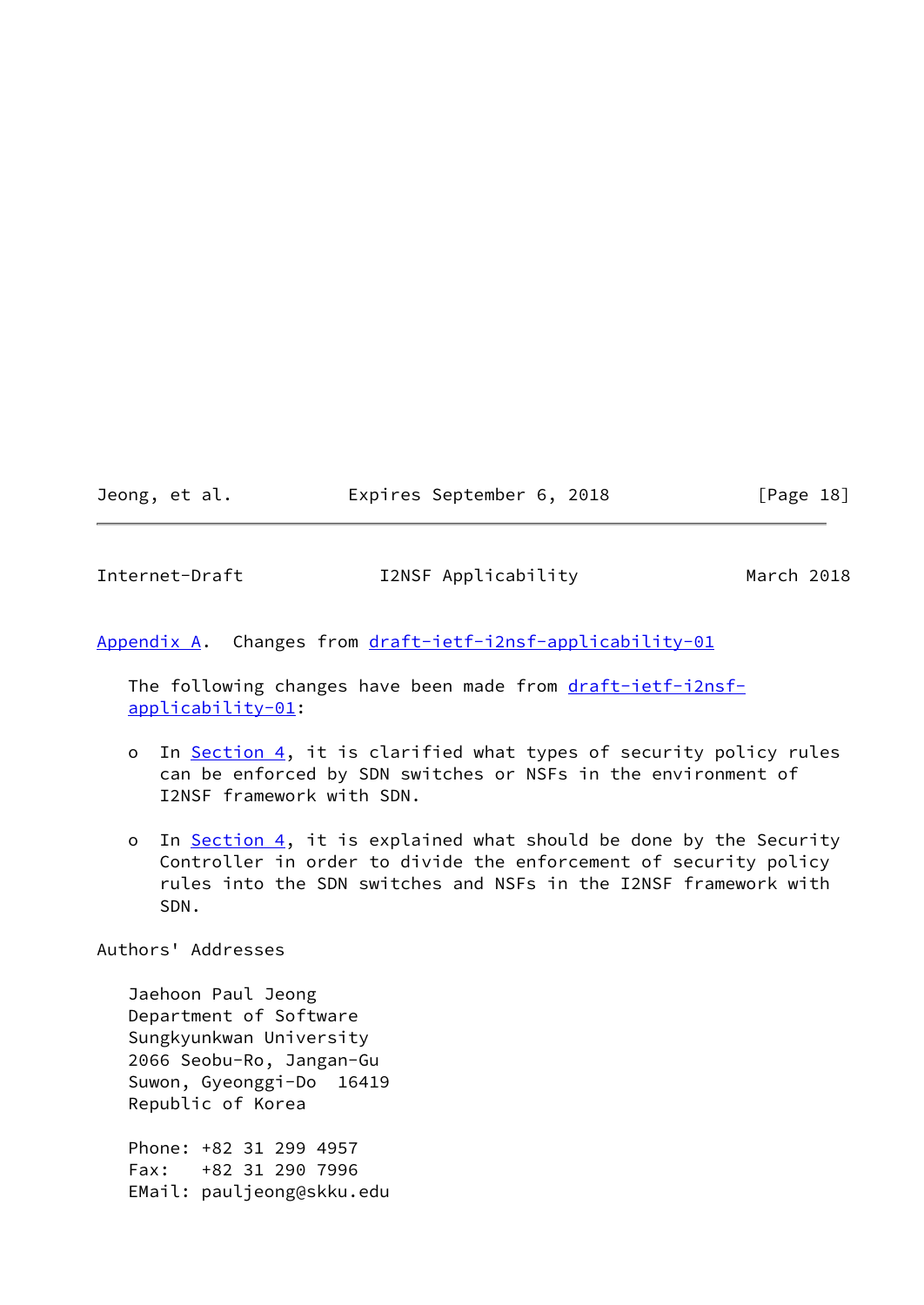## Appendix A. Changes from draft-ietf-i2nsf-applicability-01

The following changes have been made from draft-ietf-i2nsf-applicability-01:

- In Section 4, it is clarified what types of security policy rules can be enforced by SDN switches or NSFs in the environment of I2NSF framework with SDN.

- In Section 4, it is explained what should be done by the Security Controller in order to divide the enforcement of security policy rules into the SDN switches and NSFs in the I2NSF framework with SDN.

## Authors' Addresses

Jaehoon Paul Jeong
Department of Software
Sungkyunkwan University
2066 Seobu-Ro, Jangan-Gu
Suwon, Gyeonggi-Do  16419
Republic of Korea

Phone: +82 31 299 4957
Fax:   +82 31 290 7996
EMail: pauljeong@skku.edu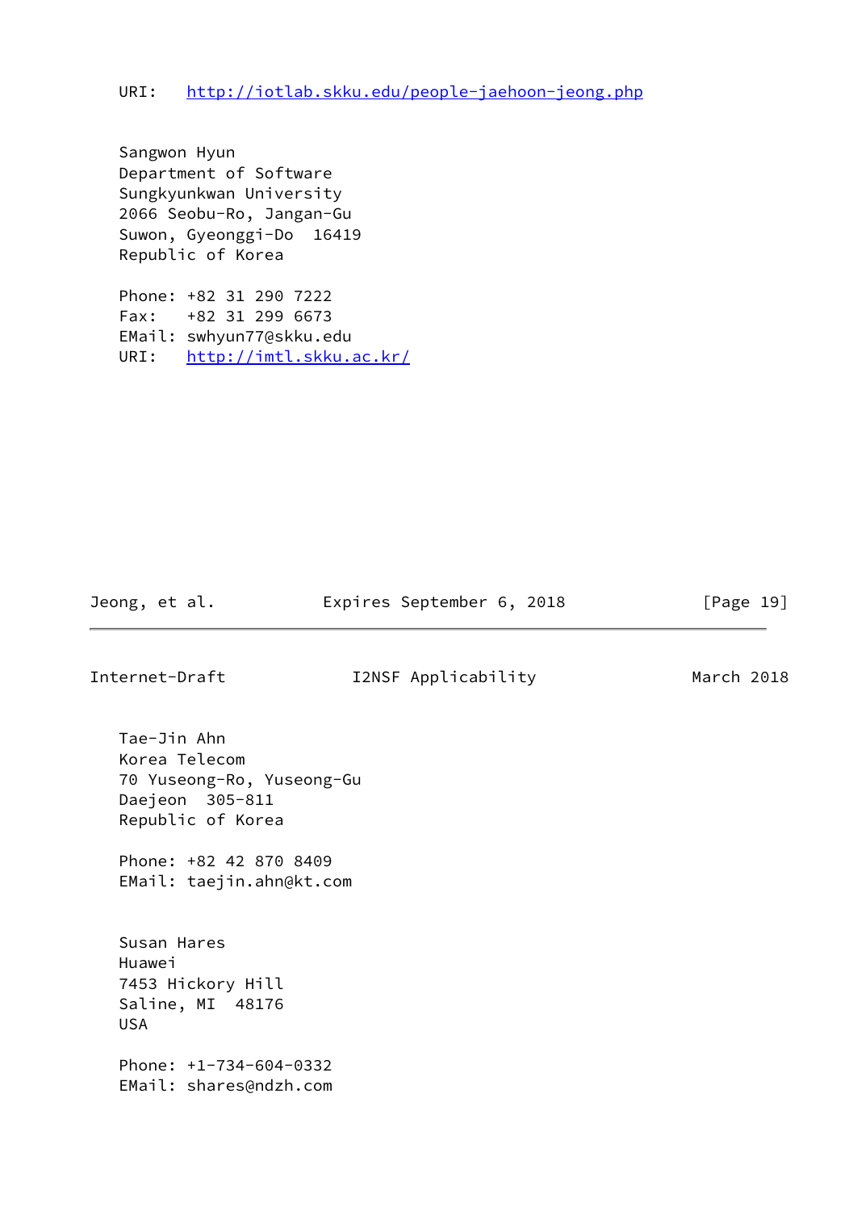URI:   http://iotlab.skku.edu/people-jaehoon-jeong.php

Sangwon Hyun
Department of Software
Sungkyunkwan University
2066 Seobu-Ro, Jangan-Gu
Suwon, Gyeonggi-Do  16419
Republic of Korea

Phone: +82 31 290 7222
Fax:   +82 31 299 6673
EMail: swhyun77@skku.edu
URI:   http://imtl.skku.ac.kr/

Tae-Jin Ahn
Korea Telecom
70 Yuseong-Ro, Yuseong-Gu
Daejeon  305-811
Republic of Korea

Phone: +82 42 870 8409
EMail: taejin.ahn@kt.com

Susan Hares
Huawei
7453 Hickory Hill
Saline, MI  48176
USA

Phone: +1-734-604-0332
EMail: shares@ndzh.com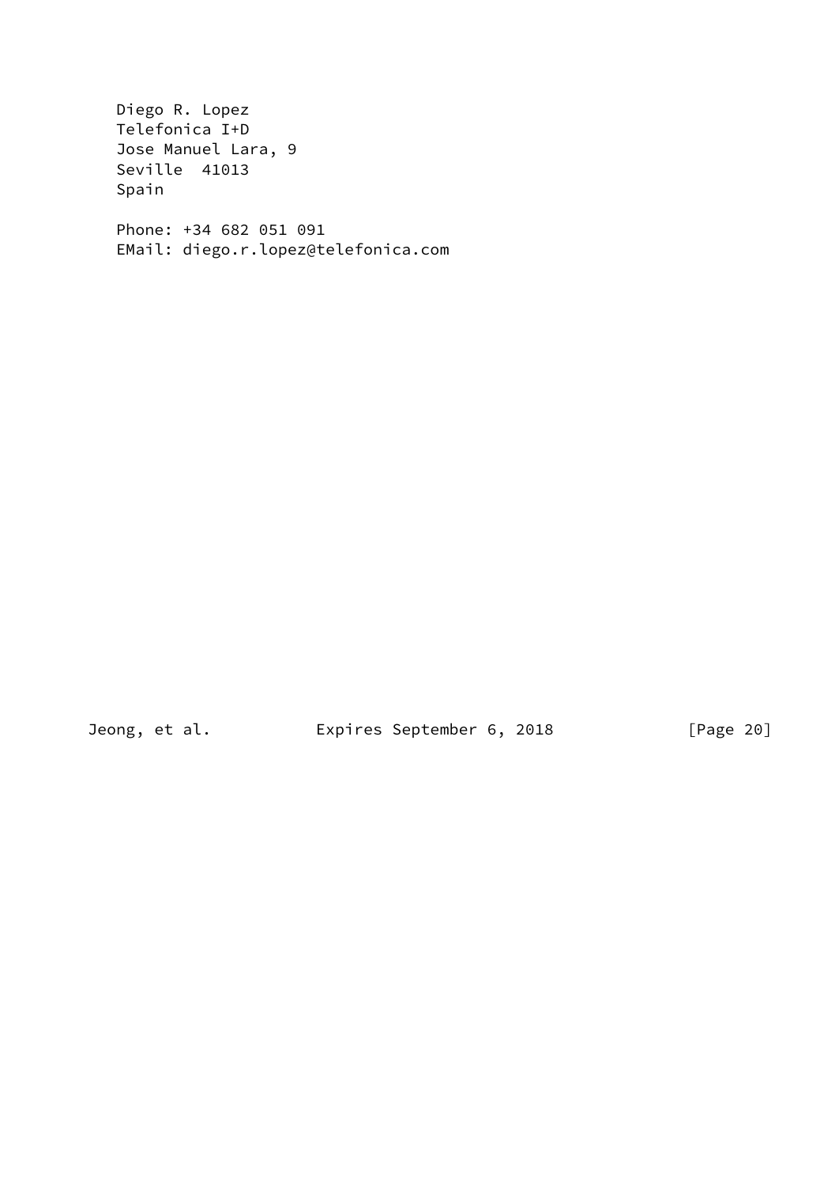Diego R. Lopez
Telefonica I+D
Jose Manuel Lara, 9
Seville  41013
Spain

Phone: +34 682 051 091
EMail: diego.r.lopez@telefonica.com